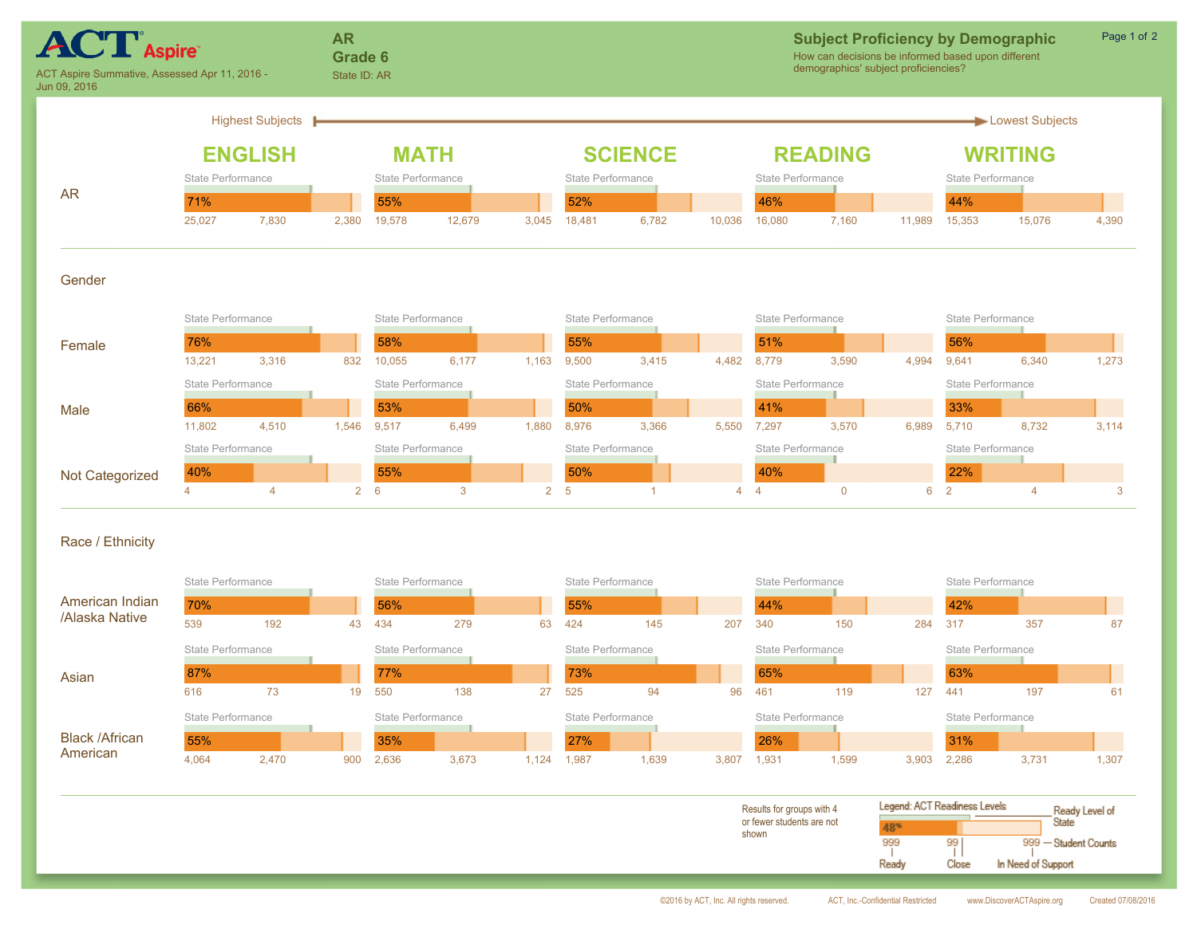# ACT Aspire

ACT Aspire Summative, Assessed Apr 11, 2016 - Jun 09, 2016

**AR**
**Grade 6**
State ID: AR

## Subject Proficiency by Demographic

How can decisions be informed based upon different demographics' subject proficiencies?

Highest Subjects → Lowest Subjects

| Group | ENGLISH | MATH | SCIENCE | READING | WRITING |
|---|---|---|---|---|---|
| **AR** | 71% (25,027 / 7,830 / 2,380) | 55% (19,578 / 12,679 / 3,045) | 52% (18,481 / 6,782 / 10,036) | 46% (16,080 / 7,160 / 11,989) | 44% (15,353 / 15,076 / 4,390) |
| **Gender** | | | | | |
| Female | 76% (13,221 / 3,316 / 832) | 58% (10,055 / 6,177 / 1,163) | 55% (9,500 / 3,415 / 4,482) | 51% (8,779 / 3,590 / 4,994) | 56% (9,641 / 6,340 / 1,273) |
| Male | 66% (11,802 / 4,510 / 1,546) | 53% (9,517 / 6,499 / 1,880) | 50% (8,976 / 3,366 / 5,550) | 41% (7,297 / 3,570 / 6,989) | 33% (5,710 / 8,732 / 3,114) |
| Not Categorized | 40% (4 / 4 / 2) | 55% (6 / 3 / 2) | 50% (5 / 1 / 4) | 40% (4 / 0 / 6) | 22% (2 / 4 / 3) |
| **Race / Ethnicity** | | | | | |
| American Indian /Alaska Native | 70% (539 / 192 / 43) | 56% (434 / 279 / 63) | 55% (424 / 145 / 207) | 44% (340 / 150 / 284) | 42% (317 / 357 / 87) |
| Asian | 87% (616 / 73 / 19) | 77% (550 / 138 / 27) | 73% (525 / 94 / 96) | 65% (461 / 119 / 127) | 63% (441 / 197 / 61) |
| Black /African American | 55% (4,064 / 2,470 / 900) | 35% (2,636 / 3,673 / 1,124) | 27% (1,987 / 1,639 / 3,807) | 26% (1,931 / 1,599 / 3,903) | 31% (2,286 / 3,731 / 1,307) |

Counts shown as (Ready / Close / In Need of Support).

Results for groups with 4 or fewer students are not shown

Legend: ACT Readiness Levels — Ready Level of State; 48%; 999 Ready; 99 Close; 999 In Need of Support — Student Counts

©2016 by ACT, Inc. All rights reserved. ACT, Inc.-Confidential Restricted www.DiscoverACTAspire.org Created 07/08/2016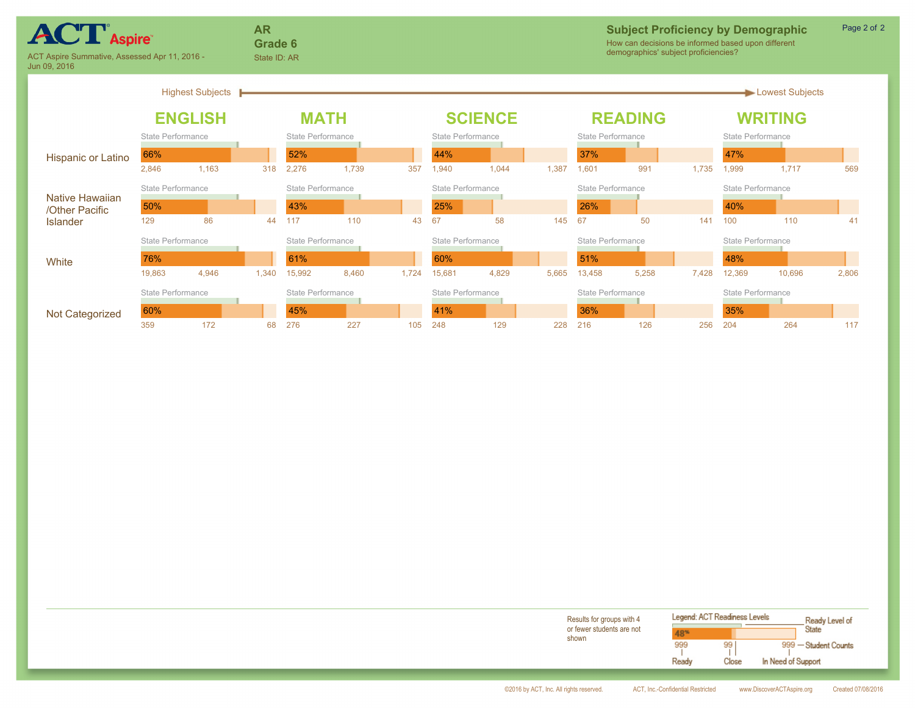ACT Aspire

ACT Aspire Summative, Assessed Apr 11, 2016 - Jun 09, 2016

AR
Grade 6
State ID: AR

## Subject Proficiency by Demographic

How can decisions be informed based upon different demographics' subject proficiencies?

Highest Subjects → Lowest Subjects

ENGLISH

MATH

SCIENCE

READING

WRITING

Hispanic or Latino

State Performance
66%
2,846 1,163 318

State Performance
52%
2,276 1,739 357

State Performance
44%
1,940 1,044 1,387

State Performance
37%
1,601 991 1,735

State Performance
47%
1,999 1,717 569

Native Hawaiian /Other Pacific Islander

State Performance
50%
129 86 44

State Performance
43%
117 110 43

State Performance
25%
67 58 145

State Performance
26%
67 50 141

State Performance
40%
100 110 41

White

State Performance
76%
19,863 4,946 1,340

State Performance
61%
15,992 8,460 1,724

State Performance
60%
15,681 4,829 5,665

State Performance
51%
13,458 5,258 7,428

State Performance
48%
12,369 10,696 2,806

Not Categorized

State Performance
60%
359 172 68

State Performance
45%
276 227 105

State Performance
41%
248 129 228

State Performance
36%
216 126 256

State Performance
35%
204 264 117

Results for groups with 4 or fewer students are not shown

Legend: ACT Readiness Levels

48%

999 99 999

Ready Close In Need of Support

Ready Level of State

Student Counts

©2016 by ACT, Inc. All rights reserved. ACT, Inc.-Confidential Restricted www.DiscoverACTAspire.org Created 07/08/2016